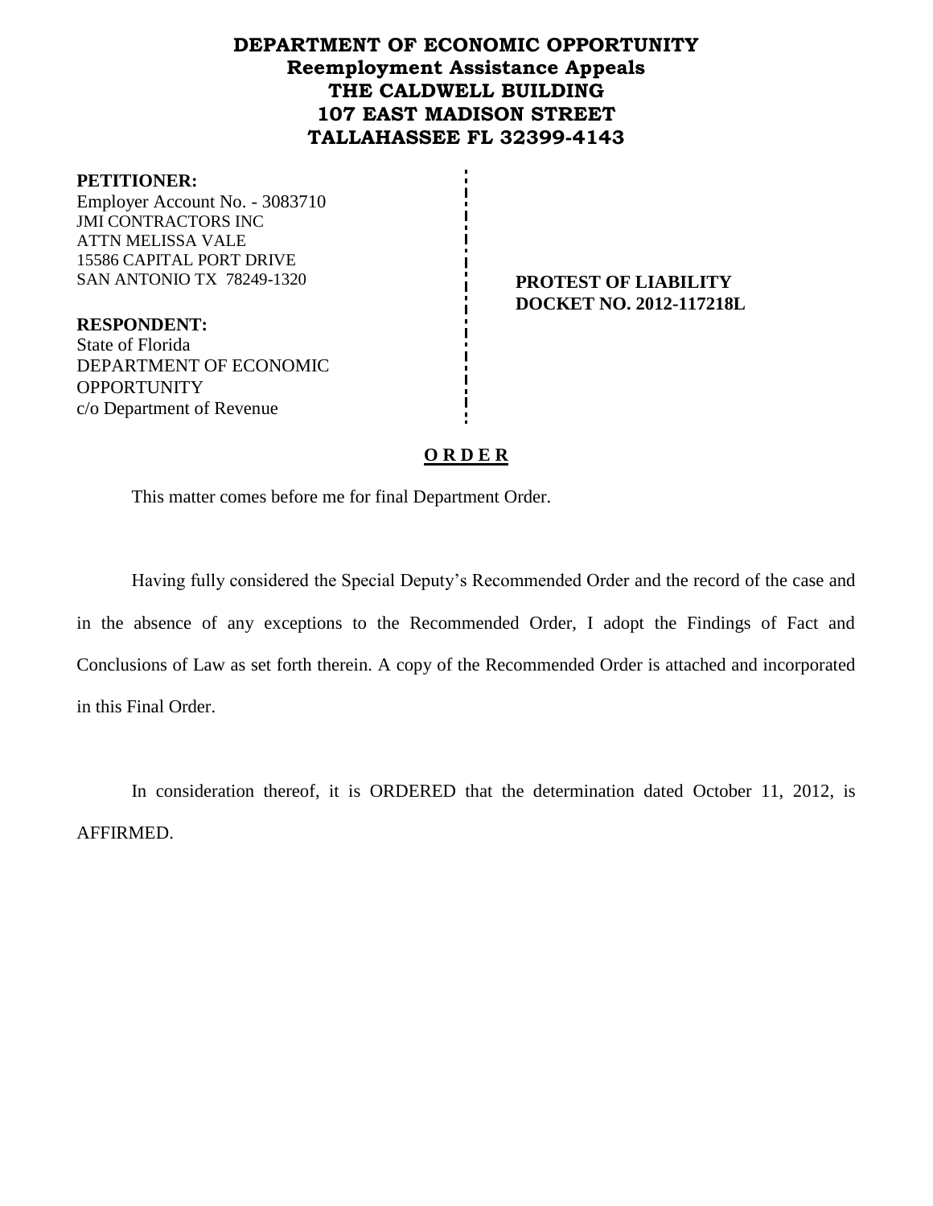# DEPARTMENT OF ECONOMIC OPPORTUNITY
## Reemployment Assistance Appeals
## THE CALDWELL BUILDING
## 107 EAST MADISON STREET
## TALLAHASSEE FL 32399-4143

**PETITIONER:**
Employer Account No. - 3083710
JMI CONTRACTORS INC
ATTN MELISSA VALE
15586 CAPITAL PORT DRIVE
SAN ANTONIO TX 78249-1320

**PROTEST OF LIABILITY**
**DOCKET NO. 2012-117218L**

**RESPONDENT:**
State of Florida
DEPARTMENT OF ECONOMIC OPPORTUNITY
c/o Department of Revenue

**O R D E R**

This matter comes before me for final Department Order.

Having fully considered the Special Deputy's Recommended Order and the record of the case and in the absence of any exceptions to the Recommended Order, I adopt the Findings of Fact and Conclusions of Law as set forth therein. A copy of the Recommended Order is attached and incorporated in this Final Order.

In consideration thereof, it is ORDERED that the determination dated October 11, 2012, is AFFIRMED.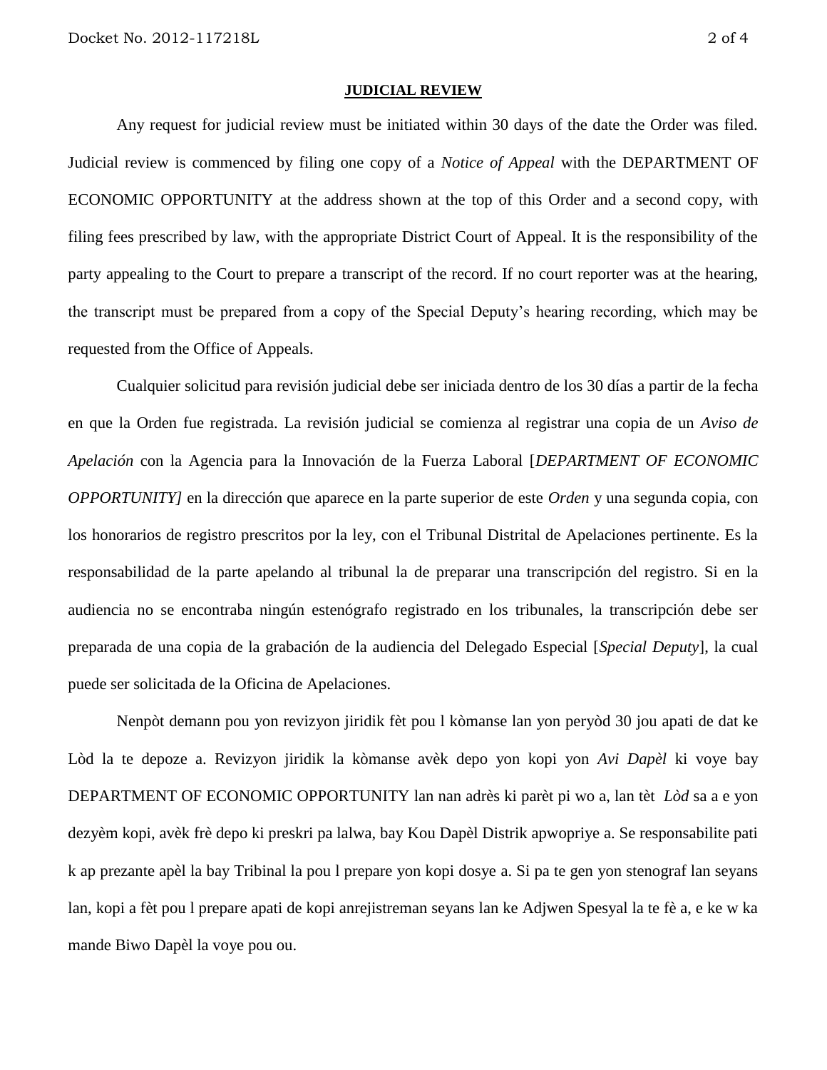**JUDICIAL REVIEW**

Any request for judicial review must be initiated within 30 days of the date the Order was filed. Judicial review is commenced by filing one copy of a *Notice of Appeal* with the DEPARTMENT OF ECONOMIC OPPORTUNITY at the address shown at the top of this Order and a second copy, with filing fees prescribed by law, with the appropriate District Court of Appeal. It is the responsibility of the party appealing to the Court to prepare a transcript of the record. If no court reporter was at the hearing, the transcript must be prepared from a copy of the Special Deputy's hearing recording, which may be requested from the Office of Appeals.

Cualquier solicitud para revisión judicial debe ser iniciada dentro de los 30 días a partir de la fecha en que la Orden fue registrada. La revisión judicial se comienza al registrar una copia de un *Aviso de Apelación* con la Agencia para la Innovación de la Fuerza Laboral [*DEPARTMENT OF ECONOMIC OPPORTUNITY]* en la dirección que aparece en la parte superior de este *Orden* y una segunda copia, con los honorarios de registro prescritos por la ley, con el Tribunal Distrital de Apelaciones pertinente. Es la responsabilidad de la parte apelando al tribunal la de preparar una transcripción del registro. Si en la audiencia no se encontraba ningún estenógrafo registrado en los tribunales, la transcripción debe ser preparada de una copia de la grabación de la audiencia del Delegado Especial [*Special Deputy*], la cual puede ser solicitada de la Oficina de Apelaciones.

Nenpòt demann pou yon revizyon jiridik fèt pou l kòmanse lan yon peryòd 30 jou apati de dat ke Lòd la te depoze a. Revizyon jiridik la kòmanse avèk depo yon kopi yon *Avi Dapèl* ki voye bay DEPARTMENT OF ECONOMIC OPPORTUNITY lan nan adrès ki parèt pi wo a, lan tèt *Lòd* sa a e yon dezyèm kopi, avèk frè depo ki preskri pa lalwa, bay Kou Dapèl Distrik apwopriye a. Se responsabilite pati k ap prezante apèl la bay Tribinal la pou l prepare yon kopi dosye a. Si pa te gen yon stenograf lan seyans lan, kopi a fèt pou l prepare apati de kopi anrejistreman seyans lan ke Adjwen Spesyal la te fè a, e ke w ka mande Biwo Dapèl la voye pou ou.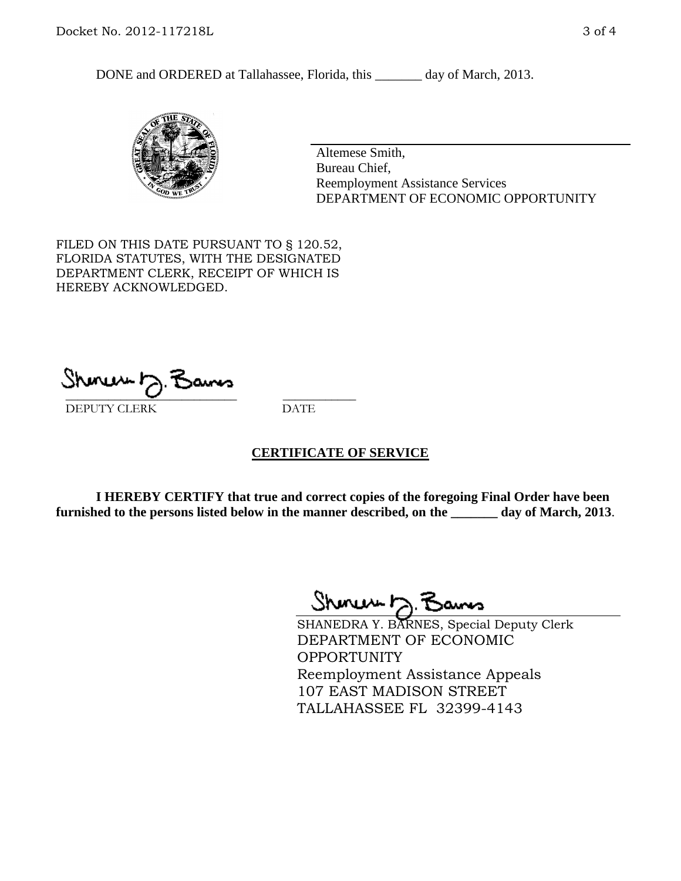DONE and ORDERED at Tallahassee, Florida, this _______ day of March, 2013.

Altemese Smith,
Bureau Chief,
Reemployment Assistance Services
DEPARTMENT OF ECONOMIC OPPORTUNITY

FILED ON THIS DATE PURSUANT TO § 120.52, FLORIDA STATUTES, WITH THE DESIGNATED DEPARTMENT CLERK, RECEIPT OF WHICH IS HEREBY ACKNOWLEDGED.

___________________________ ___________
DEPUTY CLERK DATE

## CERTIFICATE OF SERVICE

**I HEREBY CERTIFY that true and correct copies of the foregoing Final Order have been furnished to the persons listed below in the manner described, on the _______ day of March, 2013**.

SHANEDRA Y. BARNES, Special Deputy Clerk
DEPARTMENT OF ECONOMIC OPPORTUNITY
Reemployment Assistance Appeals
107 EAST MADISON STREET
TALLAHASSEE FL 32399-4143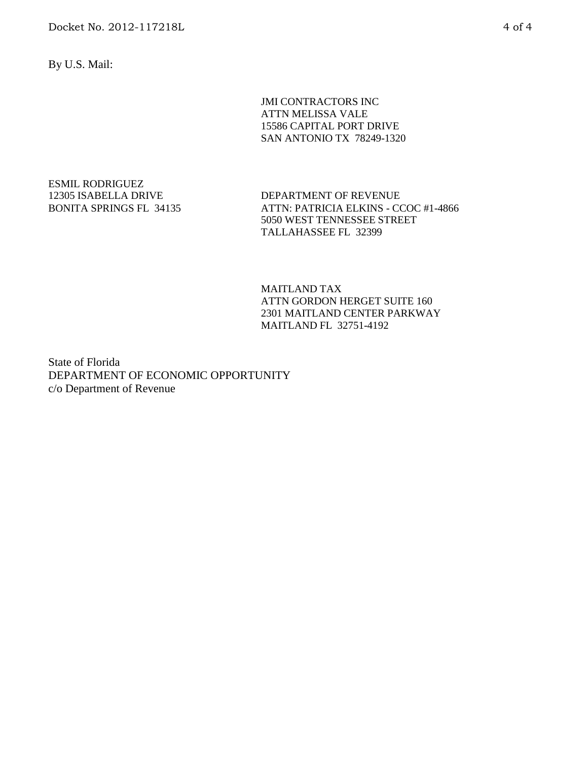By U.S. Mail:

JMI CONTRACTORS INC  
ATTN MELISSA VALE  
15586 CAPITAL PORT DRIVE  
SAN ANTONIO TX 78249-1320

ESMIL RODRIGUEZ  
12305 ISABELLA DRIVE  
BONITA SPRINGS FL 34135

DEPARTMENT OF REVENUE  
ATTN: PATRICIA ELKINS - CCOC #1-4866  
5050 WEST TENNESSEE STREET  
TALLAHASSEE FL 32399

MAITLAND TAX  
ATTN GORDON HERGET SUITE 160  
2301 MAITLAND CENTER PARKWAY  
MAITLAND FL 32751-4192

State of Florida  
DEPARTMENT OF ECONOMIC OPPORTUNITY  
c/o Department of Revenue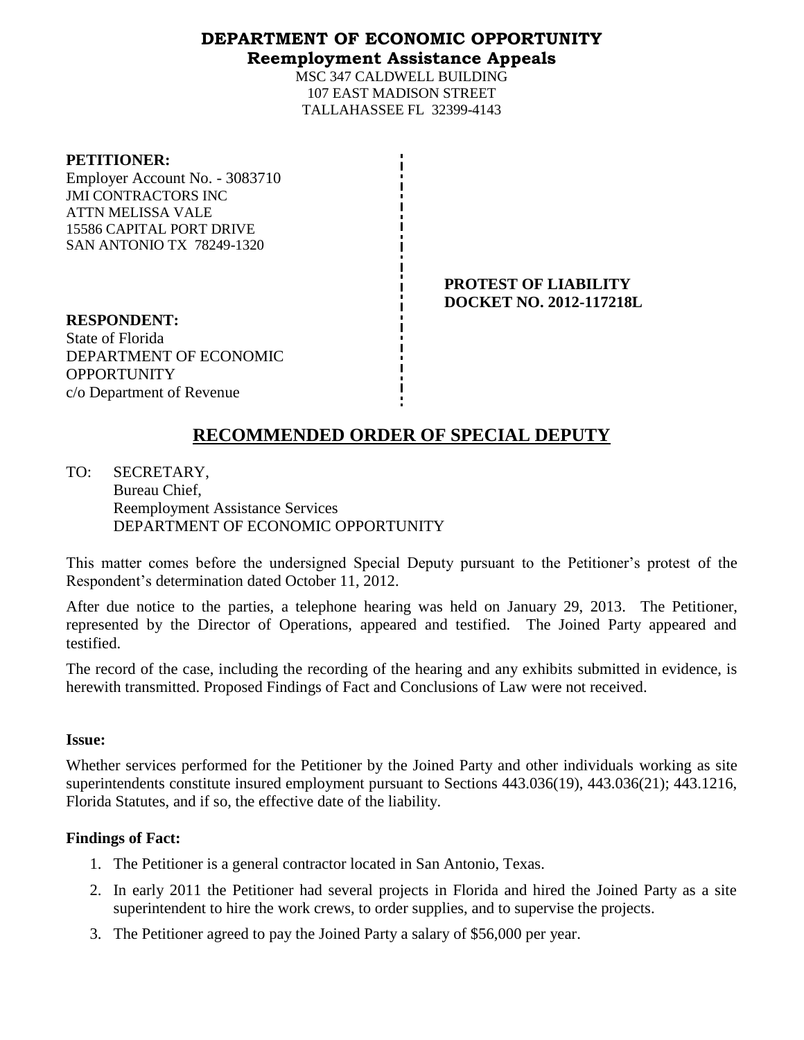# DEPARTMENT OF ECONOMIC OPPORTUNITY
## Reemployment Assistance Appeals

MSC 347 CALDWELL BUILDING
107 EAST MADISON STREET
TALLAHASSEE FL 32399-4143

**PETITIONER:**
Employer Account No. - 3083710
JMI CONTRACTORS INC
ATTN MELISSA VALE
15586 CAPITAL PORT DRIVE
SAN ANTONIO TX 78249-1320

**PROTEST OF LIABILITY**
**DOCKET NO. 2012-117218L**

**RESPONDENT:**
State of Florida
DEPARTMENT OF ECONOMIC OPPORTUNITY
c/o Department of Revenue

# RECOMMENDED ORDER OF SPECIAL DEPUTY

TO: SECRETARY,
Bureau Chief,
Reemployment Assistance Services
DEPARTMENT OF ECONOMIC OPPORTUNITY

This matter comes before the undersigned Special Deputy pursuant to the Petitioner's protest of the Respondent's determination dated October 11, 2012.

After due notice to the parties, a telephone hearing was held on January 29, 2013. The Petitioner, represented by the Director of Operations, appeared and testified. The Joined Party appeared and testified.

The record of the case, including the recording of the hearing and any exhibits submitted in evidence, is herewith transmitted. Proposed Findings of Fact and Conclusions of Law were not received.

**Issue:**

Whether services performed for the Petitioner by the Joined Party and other individuals working as site superintendents constitute insured employment pursuant to Sections 443.036(19), 443.036(21); 443.1216, Florida Statutes, and if so, the effective date of the liability.

**Findings of Fact:**

1. The Petitioner is a general contractor located in San Antonio, Texas.
2. In early 2011 the Petitioner had several projects in Florida and hired the Joined Party as a site superintendent to hire the work crews, to order supplies, and to supervise the projects.
3. The Petitioner agreed to pay the Joined Party a salary of $56,000 per year.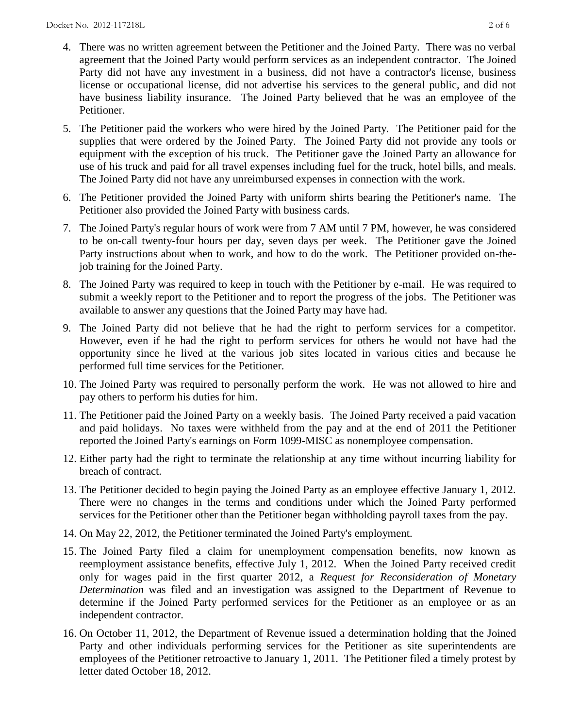4. There was no written agreement between the Petitioner and the Joined Party. There was no verbal agreement that the Joined Party would perform services as an independent contractor. The Joined Party did not have any investment in a business, did not have a contractor's license, business license or occupational license, did not advertise his services to the general public, and did not have business liability insurance. The Joined Party believed that he was an employee of the Petitioner.

5. The Petitioner paid the workers who were hired by the Joined Party. The Petitioner paid for the supplies that were ordered by the Joined Party. The Joined Party did not provide any tools or equipment with the exception of his truck. The Petitioner gave the Joined Party an allowance for use of his truck and paid for all travel expenses including fuel for the truck, hotel bills, and meals. The Joined Party did not have any unreimbursed expenses in connection with the work.

6. The Petitioner provided the Joined Party with uniform shirts bearing the Petitioner's name. The Petitioner also provided the Joined Party with business cards.

7. The Joined Party's regular hours of work were from 7 AM until 7 PM, however, he was considered to be on-call twenty-four hours per day, seven days per week. The Petitioner gave the Joined Party instructions about when to work, and how to do the work. The Petitioner provided on-the-job training for the Joined Party.

8. The Joined Party was required to keep in touch with the Petitioner by e-mail. He was required to submit a weekly report to the Petitioner and to report the progress of the jobs. The Petitioner was available to answer any questions that the Joined Party may have had.

9. The Joined Party did not believe that he had the right to perform services for a competitor. However, even if he had the right to perform services for others he would not have had the opportunity since he lived at the various job sites located in various cities and because he performed full time services for the Petitioner.

10. The Joined Party was required to personally perform the work. He was not allowed to hire and pay others to perform his duties for him.

11. The Petitioner paid the Joined Party on a weekly basis. The Joined Party received a paid vacation and paid holidays. No taxes were withheld from the pay and at the end of 2011 the Petitioner reported the Joined Party's earnings on Form 1099-MISC as nonemployee compensation.

12. Either party had the right to terminate the relationship at any time without incurring liability for breach of contract.

13. The Petitioner decided to begin paying the Joined Party as an employee effective January 1, 2012. There were no changes in the terms and conditions under which the Joined Party performed services for the Petitioner other than the Petitioner began withholding payroll taxes from the pay.

14. On May 22, 2012, the Petitioner terminated the Joined Party's employment.

15. The Joined Party filed a claim for unemployment compensation benefits, now known as reemployment assistance benefits, effective July 1, 2012. When the Joined Party received credit only for wages paid in the first quarter 2012, a *Request for Reconsideration of Monetary Determination* was filed and an investigation was assigned to the Department of Revenue to determine if the Joined Party performed services for the Petitioner as an employee or as an independent contractor.

16. On October 11, 2012, the Department of Revenue issued a determination holding that the Joined Party and other individuals performing services for the Petitioner as site superintendents are employees of the Petitioner retroactive to January 1, 2011. The Petitioner filed a timely protest by letter dated October 18, 2012.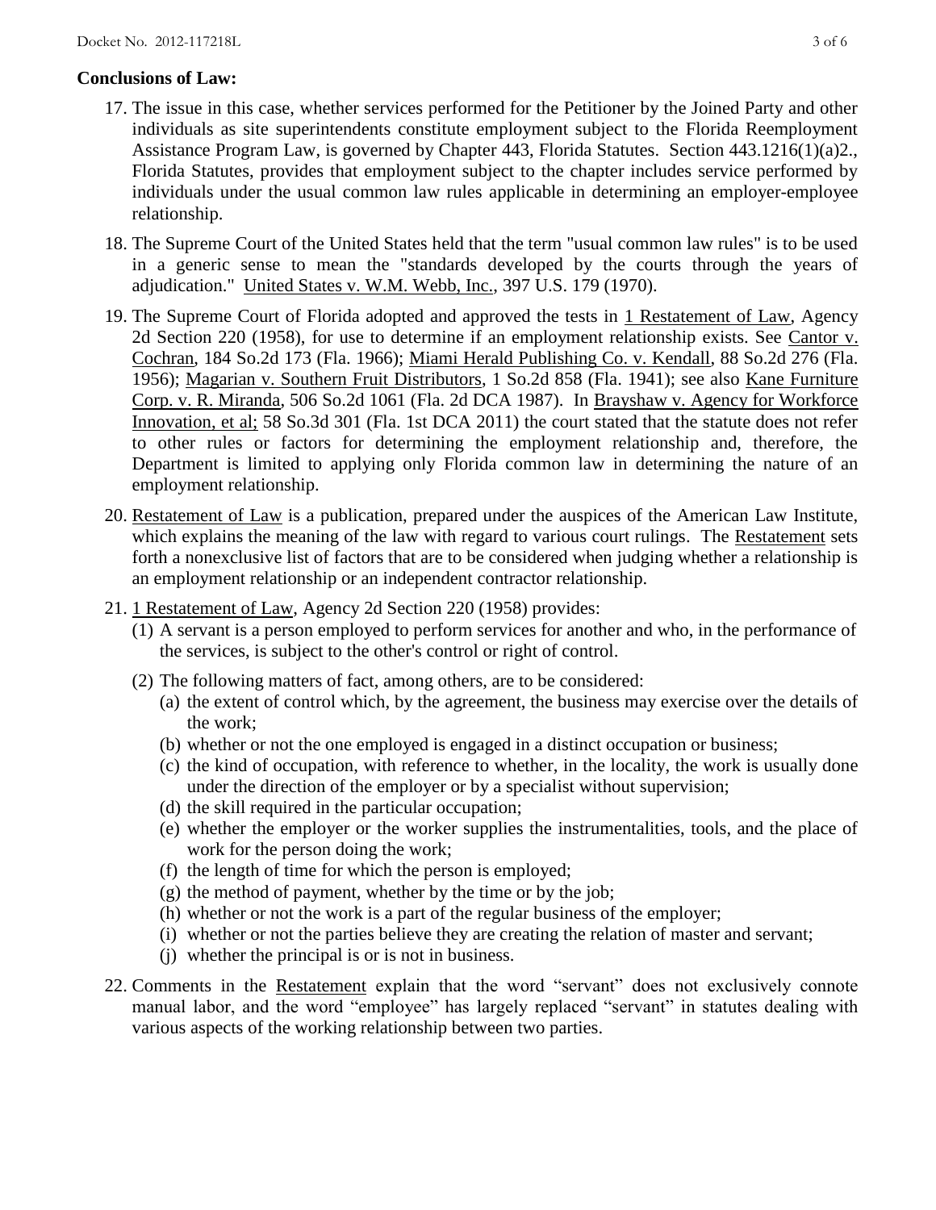**Conclusions of Law:**

17. The issue in this case, whether services performed for the Petitioner by the Joined Party and other individuals as site superintendents constitute employment subject to the Florida Reemployment Assistance Program Law, is governed by Chapter 443, Florida Statutes. Section 443.1216(1)(a)2., Florida Statutes, provides that employment subject to the chapter includes service performed by individuals under the usual common law rules applicable in determining an employer-employee relationship.

18. The Supreme Court of the United States held that the term "usual common law rules" is to be used in a generic sense to mean the "standards developed by the courts through the years of adjudication." United States v. W.M. Webb, Inc., 397 U.S. 179 (1970).

19. The Supreme Court of Florida adopted and approved the tests in 1 Restatement of Law, Agency 2d Section 220 (1958), for use to determine if an employment relationship exists. See Cantor v. Cochran, 184 So.2d 173 (Fla. 1966); Miami Herald Publishing Co. v. Kendall, 88 So.2d 276 (Fla. 1956); Magarian v. Southern Fruit Distributors, 1 So.2d 858 (Fla. 1941); see also Kane Furniture Corp. v. R. Miranda, 506 So.2d 1061 (Fla. 2d DCA 1987). In Brayshaw v. Agency for Workforce Innovation, et al; 58 So.3d 301 (Fla. 1st DCA 2011) the court stated that the statute does not refer to other rules or factors for determining the employment relationship and, therefore, the Department is limited to applying only Florida common law in determining the nature of an employment relationship.

20. Restatement of Law is a publication, prepared under the auspices of the American Law Institute, which explains the meaning of the law with regard to various court rulings. The Restatement sets forth a nonexclusive list of factors that are to be considered when judging whether a relationship is an employment relationship or an independent contractor relationship.

21. 1 Restatement of Law, Agency 2d Section 220 (1958) provides:
    (1) A servant is a person employed to perform services for another and who, in the performance of the services, is subject to the other's control or right of control.
    (2) The following matters of fact, among others, are to be considered:
        (a) the extent of control which, by the agreement, the business may exercise over the details of the work;
        (b) whether or not the one employed is engaged in a distinct occupation or business;
        (c) the kind of occupation, with reference to whether, in the locality, the work is usually done under the direction of the employer or by a specialist without supervision;
        (d) the skill required in the particular occupation;
        (e) whether the employer or the worker supplies the instrumentalities, tools, and the place of work for the person doing the work;
        (f) the length of time for which the person is employed;
        (g) the method of payment, whether by the time or by the job;
        (h) whether or not the work is a part of the regular business of the employer;
        (i) whether or not the parties believe they are creating the relation of master and servant;
        (j) whether the principal is or is not in business.

22. Comments in the Restatement explain that the word "servant" does not exclusively connote manual labor, and the word "employee" has largely replaced "servant" in statutes dealing with various aspects of the working relationship between two parties.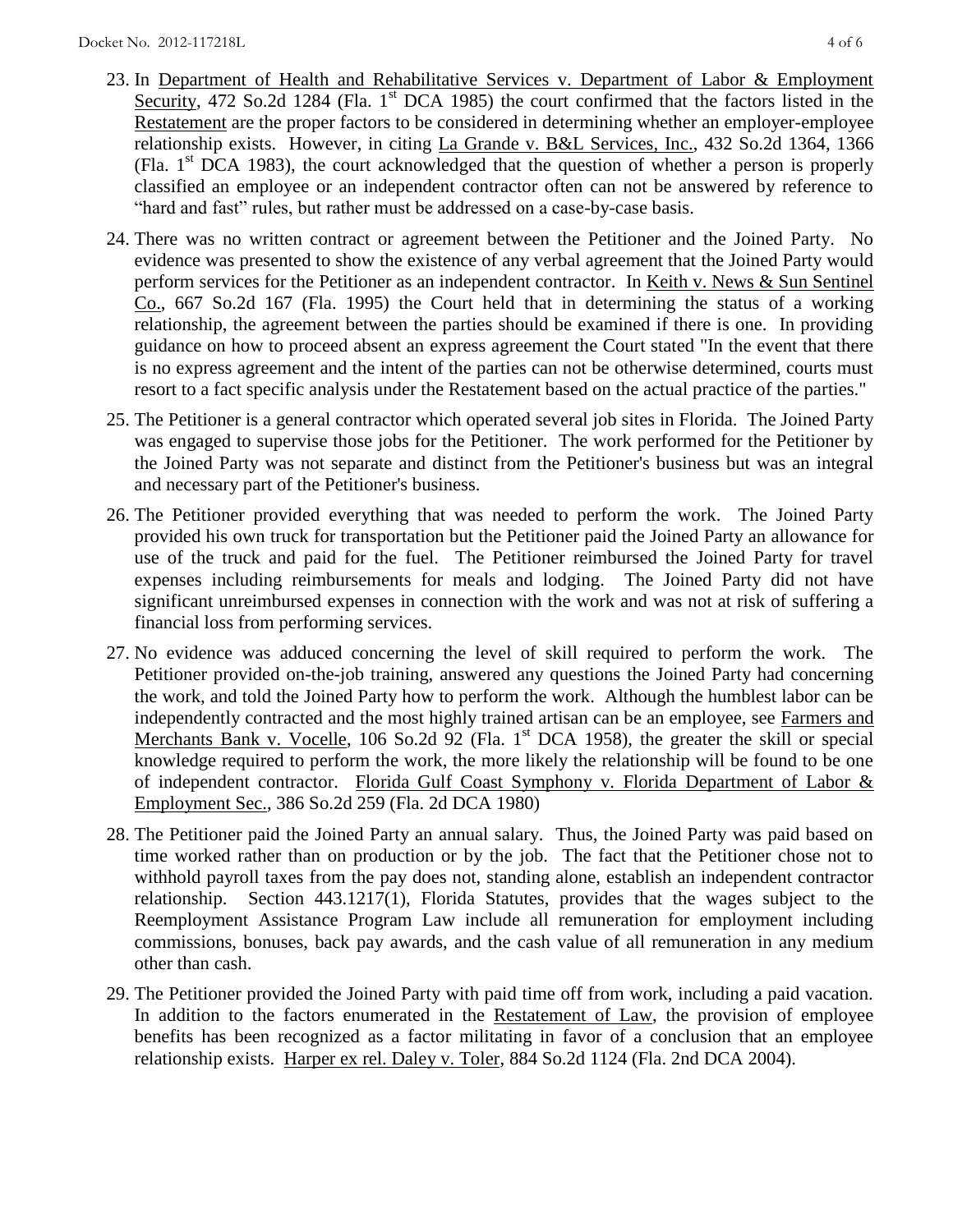23. In Department of Health and Rehabilitative Services v. Department of Labor & Employment Security, 472 So.2d 1284 (Fla. 1st DCA 1985) the court confirmed that the factors listed in the Restatement are the proper factors to be considered in determining whether an employer-employee relationship exists. However, in citing La Grande v. B&L Services, Inc., 432 So.2d 1364, 1366 (Fla. 1st DCA 1983), the court acknowledged that the question of whether a person is properly classified an employee or an independent contractor often can not be answered by reference to "hard and fast" rules, but rather must be addressed on a case-by-case basis.

24. There was no written contract or agreement between the Petitioner and the Joined Party. No evidence was presented to show the existence of any verbal agreement that the Joined Party would perform services for the Petitioner as an independent contractor. In Keith v. News & Sun Sentinel Co., 667 So.2d 167 (Fla. 1995) the Court held that in determining the status of a working relationship, the agreement between the parties should be examined if there is one. In providing guidance on how to proceed absent an express agreement the Court stated "In the event that there is no express agreement and the intent of the parties can not be otherwise determined, courts must resort to a fact specific analysis under the Restatement based on the actual practice of the parties."

25. The Petitioner is a general contractor which operated several job sites in Florida. The Joined Party was engaged to supervise those jobs for the Petitioner. The work performed for the Petitioner by the Joined Party was not separate and distinct from the Petitioner's business but was an integral and necessary part of the Petitioner's business.

26. The Petitioner provided everything that was needed to perform the work. The Joined Party provided his own truck for transportation but the Petitioner paid the Joined Party an allowance for use of the truck and paid for the fuel. The Petitioner reimbursed the Joined Party for travel expenses including reimbursements for meals and lodging. The Joined Party did not have significant unreimbursed expenses in connection with the work and was not at risk of suffering a financial loss from performing services.

27. No evidence was adduced concerning the level of skill required to perform the work. The Petitioner provided on-the-job training, answered any questions the Joined Party had concerning the work, and told the Joined Party how to perform the work. Although the humblest labor can be independently contracted and the most highly trained artisan can be an employee, see Farmers and Merchants Bank v. Vocelle, 106 So.2d 92 (Fla. 1st DCA 1958), the greater the skill or special knowledge required to perform the work, the more likely the relationship will be found to be one of independent contractor. Florida Gulf Coast Symphony v. Florida Department of Labor & Employment Sec., 386 So.2d 259 (Fla. 2d DCA 1980)

28. The Petitioner paid the Joined Party an annual salary. Thus, the Joined Party was paid based on time worked rather than on production or by the job. The fact that the Petitioner chose not to withhold payroll taxes from the pay does not, standing alone, establish an independent contractor relationship. Section 443.1217(1), Florida Statutes, provides that the wages subject to the Reemployment Assistance Program Law include all remuneration for employment including commissions, bonuses, back pay awards, and the cash value of all remuneration in any medium other than cash.

29. The Petitioner provided the Joined Party with paid time off from work, including a paid vacation. In addition to the factors enumerated in the Restatement of Law, the provision of employee benefits has been recognized as a factor militating in favor of a conclusion that an employee relationship exists. Harper ex rel. Daley v. Toler, 884 So.2d 1124 (Fla. 2nd DCA 2004).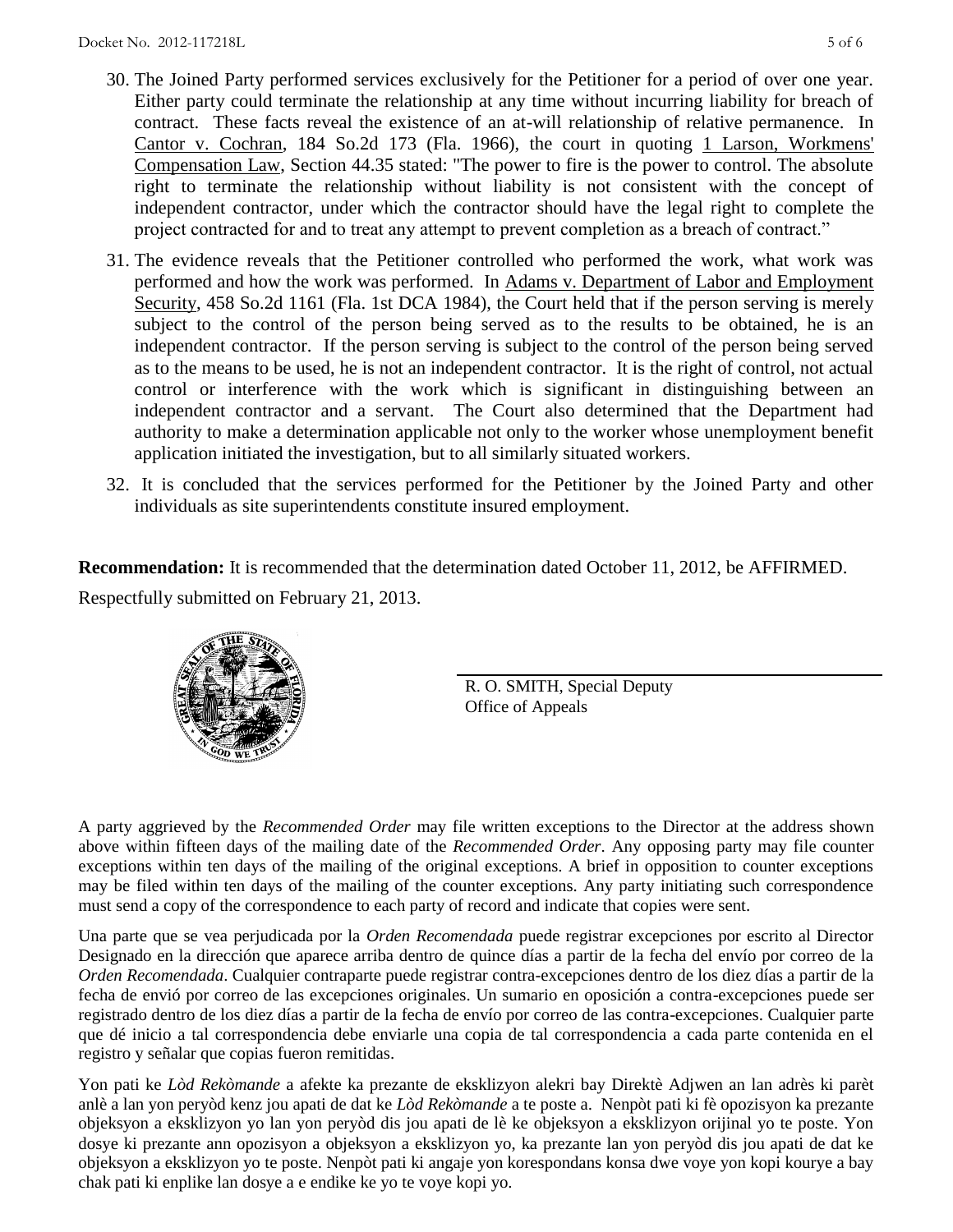30. The Joined Party performed services exclusively for the Petitioner for a period of over one year. Either party could terminate the relationship at any time without incurring liability for breach of contract. These facts reveal the existence of an at-will relationship of relative permanence. In Cantor v. Cochran, 184 So.2d 173 (Fla. 1966), the court in quoting 1 Larson, Workmens' Compensation Law, Section 44.35 stated: "The power to fire is the power to control. The absolute right to terminate the relationship without liability is not consistent with the concept of independent contractor, under which the contractor should have the legal right to complete the project contracted for and to treat any attempt to prevent completion as a breach of contract."

31. The evidence reveals that the Petitioner controlled who performed the work, what work was performed and how the work was performed. In Adams v. Department of Labor and Employment Security, 458 So.2d 1161 (Fla. 1st DCA 1984), the Court held that if the person serving is merely subject to the control of the person being served as to the results to be obtained, he is an independent contractor. If the person serving is subject to the control of the person being served as to the means to be used, he is not an independent contractor. It is the right of control, not actual control or interference with the work which is significant in distinguishing between an independent contractor and a servant. The Court also determined that the Department had authority to make a determination applicable not only to the worker whose unemployment benefit application initiated the investigation, but to all similarly situated workers.

32. It is concluded that the services performed for the Petitioner by the Joined Party and other individuals as site superintendents constitute insured employment.

**Recommendation:** It is recommended that the determination dated October 11, 2012, be AFFIRMED.

Respectfully submitted on February 21, 2013.

R. O. SMITH, Special Deputy
Office of Appeals

A party aggrieved by the *Recommended Order* may file written exceptions to the Director at the address shown above within fifteen days of the mailing date of the *Recommended Order*. Any opposing party may file counter exceptions within ten days of the mailing of the original exceptions. A brief in opposition to counter exceptions may be filed within ten days of the mailing of the counter exceptions. Any party initiating such correspondence must send a copy of the correspondence to each party of record and indicate that copies were sent.

Una parte que se vea perjudicada por la *Orden Recomendada* puede registrar excepciones por escrito al Director Designado en la dirección que aparece arriba dentro de quince días a partir de la fecha del envío por correo de la *Orden Recomendada*. Cualquier contraparte puede registrar contra-excepciones dentro de los diez días a partir de la fecha de envió por correo de las excepciones originales. Un sumario en oposición a contra-excepciones puede ser registrado dentro de los diez días a partir de la fecha de envío por correo de las contra-excepciones. Cualquier parte que dé inicio a tal correspondencia debe enviarle una copia de tal correspondencia a cada parte contenida en el registro y señalar que copias fueron remitidas.

Yon pati ke *Lòd Rekòmande* a afekte ka prezante de eksklizyon alekri bay Direktè Adjwen an lan adrès ki parèt anlè a lan yon peryòd kenz jou apati de dat ke *Lòd Rekòmande* a te poste a. Nenpòt pati ki fè opozisyon ka prezante objeksyon a eksklizyon yo lan yon peryòd dis jou apati de lè ke objeksyon a eksklizyon orijinal yo te poste. Yon dosye ki prezante ann opozisyon a objeksyon a eksklizyon yo, ka prezante lan yon peryòd dis jou apati de dat ke objeksyon a eksklizyon yo te poste. Nenpòt pati ki angaje yon korespondans konsa dwe voye yon kopi kourye a bay chak pati ki enplike lan dosye a e endike ke yo te voye kopi yo.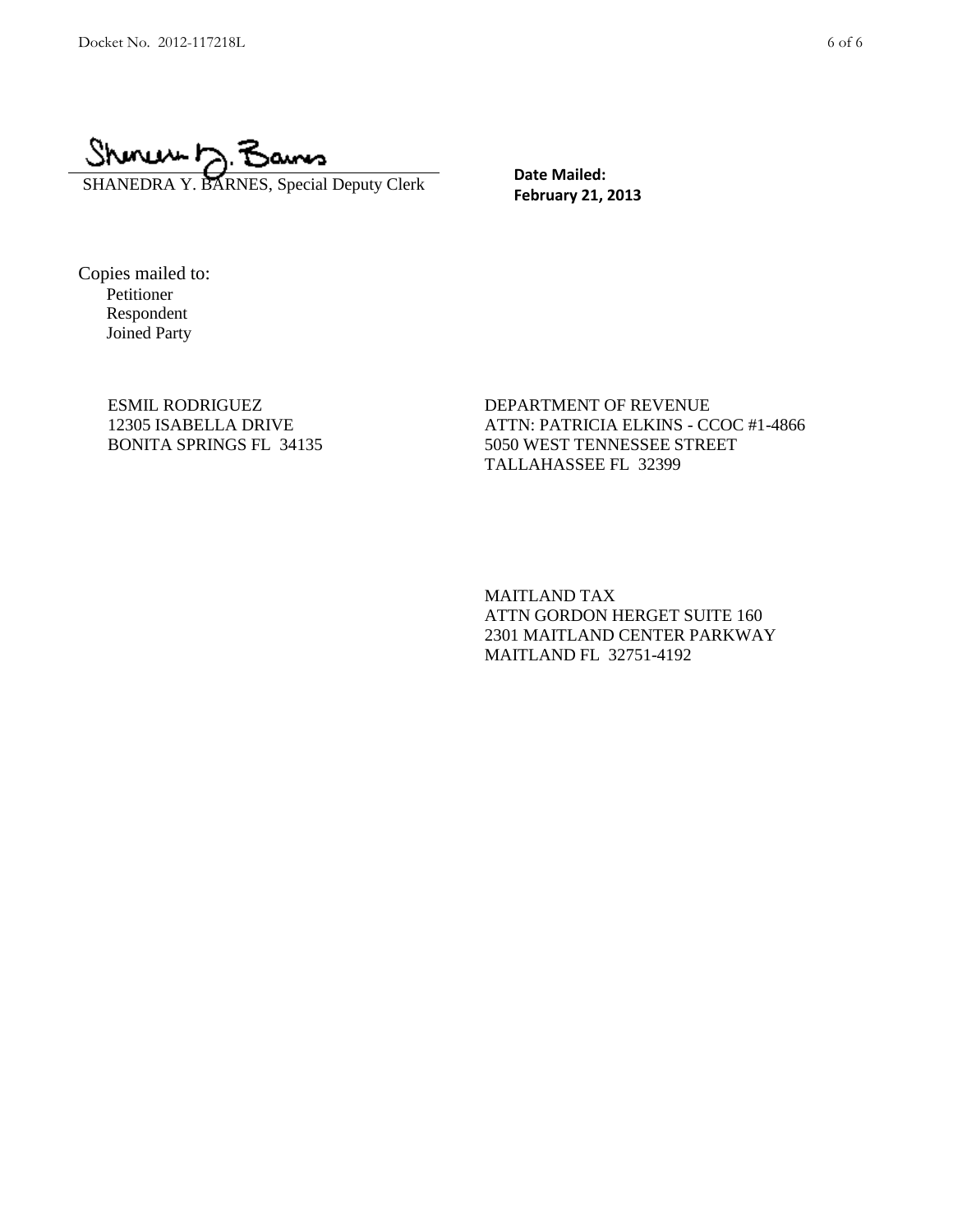SHANEDRA Y. BARNES, Special Deputy Clerk

**Date Mailed:**
**February 21, 2013**

Copies mailed to:
Petitioner
Respondent
Joined Party

ESMIL RODRIGUEZ
12305 ISABELLA DRIVE
BONITA SPRINGS FL 34135

DEPARTMENT OF REVENUE
ATTN: PATRICIA ELKINS - CCOC #1-4866
5050 WEST TENNESSEE STREET
TALLAHASSEE FL 32399

MAITLAND TAX
ATTN GORDON HERGET SUITE 160
2301 MAITLAND CENTER PARKWAY
MAITLAND FL 32751-4192